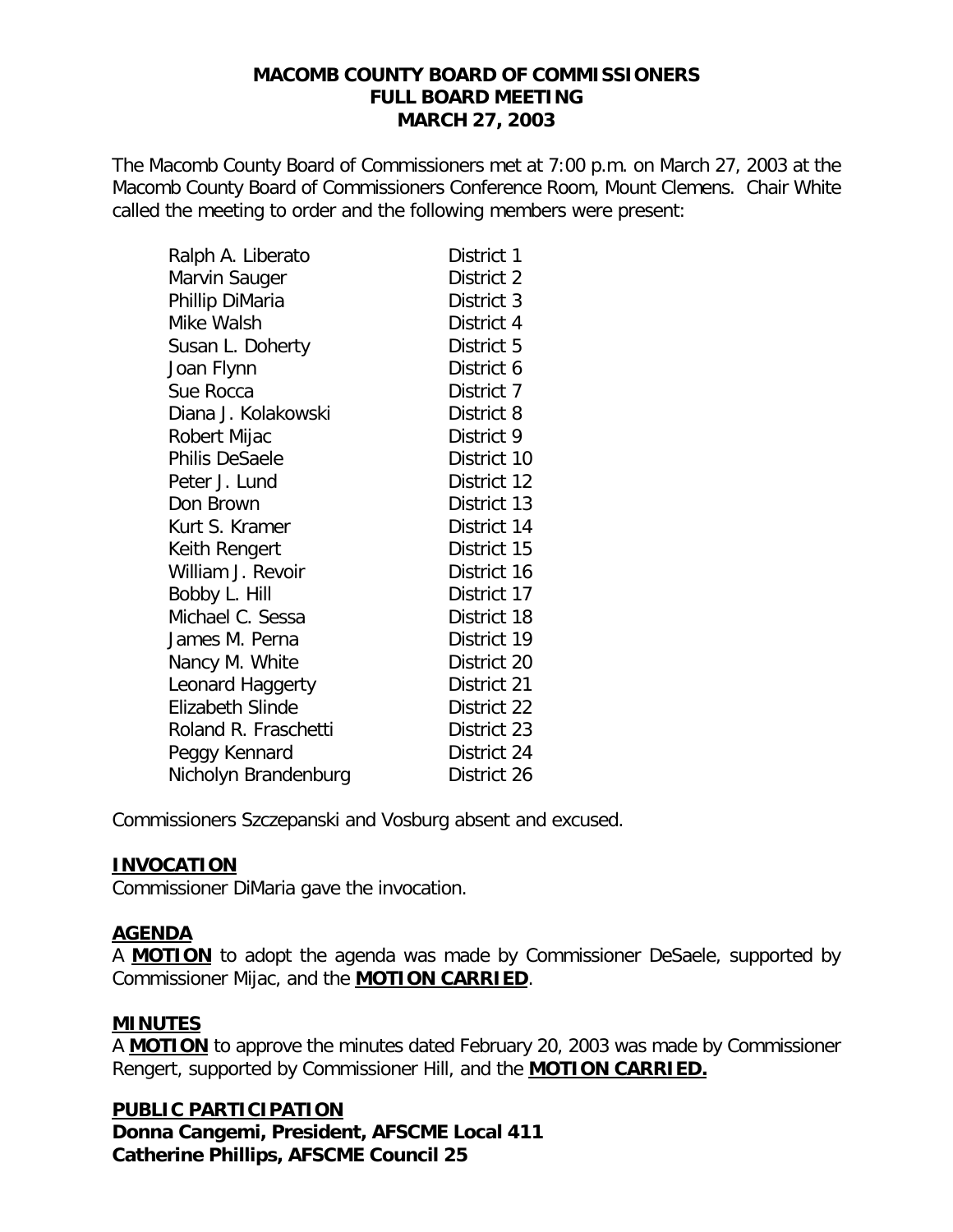# MACOMB COUNTY BOARD OF COMMISSIONERS
## FULL BOARD MEETING
## MARCH 27, 2003

The Macomb County Board of Commissioners met at 7:00 p.m. on March 27, 2003 at the Macomb County Board of Commissioners Conference Room, Mount Clemens. Chair White called the meeting to order and the following members were present:

| | |
|---|---|
| Ralph A. Liberato | District 1 |
| Marvin Sauger | District 2 |
| Phillip DiMaria | District 3 |
| Mike Walsh | District 4 |
| Susan L. Doherty | District 5 |
| Joan Flynn | District 6 |
| Sue Rocca | District 7 |
| Diana J. Kolakowski | District 8 |
| Robert Mijac | District 9 |
| Philis DeSaele | District 10 |
| Peter J. Lund | District 12 |
| Don Brown | District 13 |
| Kurt S. Kramer | District 14 |
| Keith Rengert | District 15 |
| William J. Revoir | District 16 |
| Bobby L. Hill | District 17 |
| Michael C. Sessa | District 18 |
| James M. Perna | District 19 |
| Nancy M. White | District 20 |
| Leonard Haggerty | District 21 |
| Elizabeth Slinde | District 22 |
| Roland R. Fraschetti | District 23 |
| Peggy Kennard | District 24 |
| Nicholyn Brandenburg | District 26 |

Commissioners Szczepanski and Vosburg absent and excused.

**INVOCATION**

Commissioner DiMaria gave the invocation.

**AGENDA**

A **MOTION** to adopt the agenda was made by Commissioner DeSaele, supported by Commissioner Mijac, and the **MOTION CARRIED**.

**MINUTES**

A **MOTION** to approve the minutes dated February 20, 2003 was made by Commissioner Rengert, supported by Commissioner Hill, and the **MOTION CARRIED.**

**PUBLIC PARTICIPATION**

**Donna Cangemi, President, AFSCME Local 411**
**Catherine Phillips, AFSCME Council 25**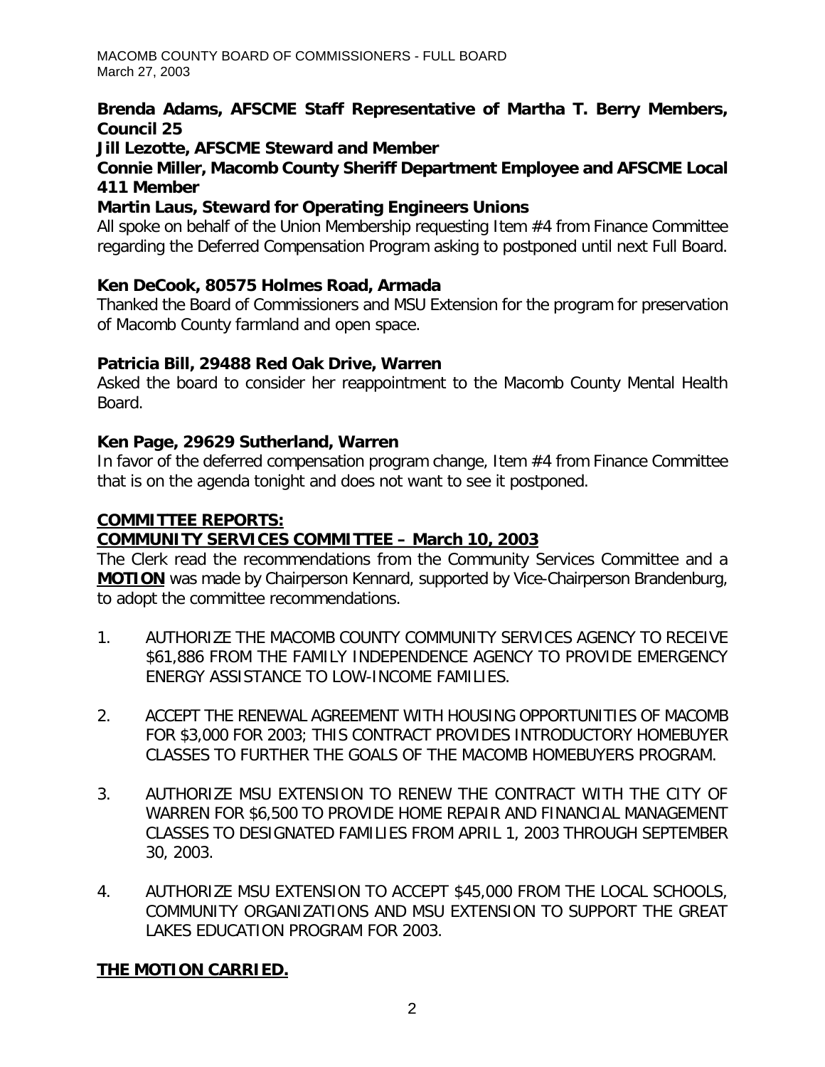**Brenda Adams, AFSCME Staff Representative of Martha T. Berry Members, Council 25**

**Jill Lezotte, AFSCME Steward and Member**

**Connie Miller, Macomb County Sheriff Department Employee and AFSCME Local 411 Member**

**Martin Laus, Steward for Operating Engineers Unions**

All spoke on behalf of the Union Membership requesting Item #4 from Finance Committee regarding the Deferred Compensation Program asking to postponed until next Full Board.

**Ken DeCook, 80575 Holmes Road, Armada**

Thanked the Board of Commissioners and MSU Extension for the program for preservation of Macomb County farmland and open space.

**Patricia Bill, 29488 Red Oak Drive, Warren**

Asked the board to consider her reappointment to the Macomb County Mental Health Board.

**Ken Page, 29629 Sutherland, Warren**

In favor of the deferred compensation program change, Item #4 from Finance Committee that is on the agenda tonight and does not want to see it postponed.

**COMMITTEE REPORTS:**

**COMMUNITY SERVICES COMMITTEE – March 10, 2003**

The Clerk read the recommendations from the Community Services Committee and a **MOTION** was made by Chairperson Kennard, supported by Vice-Chairperson Brandenburg, to adopt the committee recommendations.

1. AUTHORIZE THE MACOMB COUNTY COMMUNITY SERVICES AGENCY TO RECEIVE $61,886 FROM THE FAMILY INDEPENDENCE AGENCY TO PROVIDE EMERGENCY ENERGY ASSISTANCE TO LOW-INCOME FAMILIES.

2. ACCEPT THE RENEWAL AGREEMENT WITH HOUSING OPPORTUNITIES OF MACOMB FOR $3,000 FOR 2003; THIS CONTRACT PROVIDES INTRODUCTORY HOMEBUYER CLASSES TO FURTHER THE GOALS OF THE MACOMB HOMEBUYERS PROGRAM.

3. AUTHORIZE MSU EXTENSION TO RENEW THE CONTRACT WITH THE CITY OF WARREN FOR $6,500 TO PROVIDE HOME REPAIR AND FINANCIAL MANAGEMENT CLASSES TO DESIGNATED FAMILIES FROM APRIL 1, 2003 THROUGH SEPTEMBER 30, 2003.

4. AUTHORIZE MSU EXTENSION TO ACCEPT $45,000 FROM THE LOCAL SCHOOLS, COMMUNITY ORGANIZATIONS AND MSU EXTENSION TO SUPPORT THE GREAT LAKES EDUCATION PROGRAM FOR 2003.

**THE MOTION CARRIED.**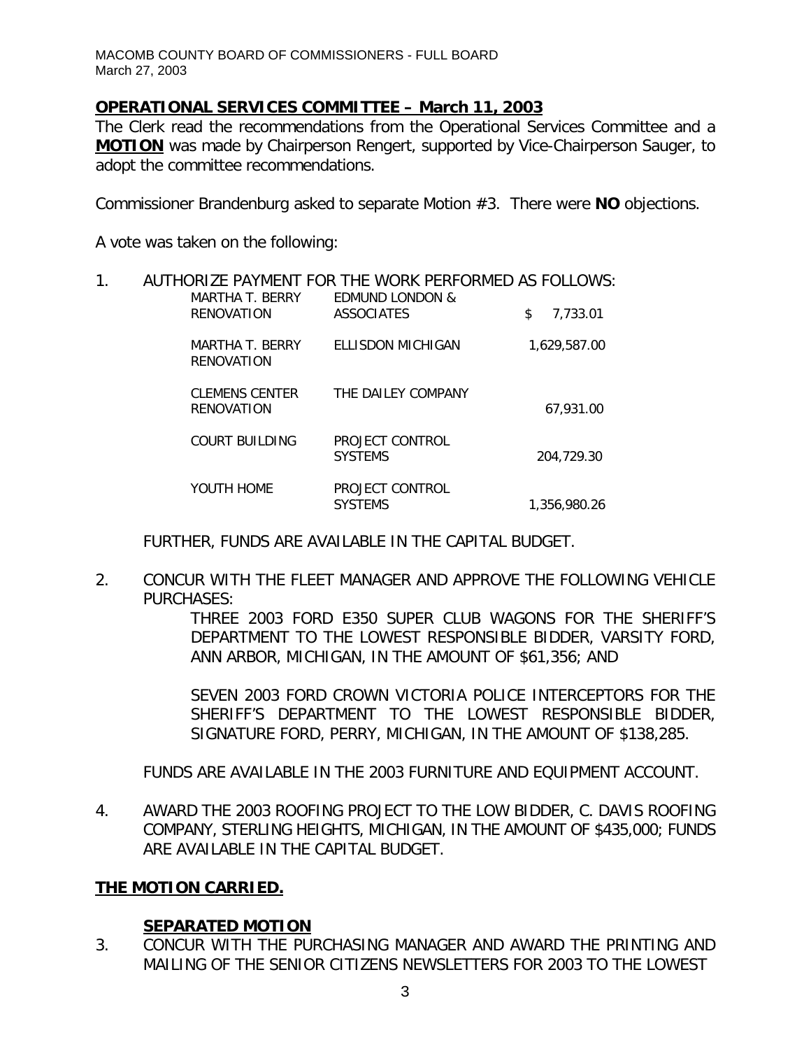## OPERATIONAL SERVICES COMMITTEE – March 11, 2003

The Clerk read the recommendations from the Operational Services Committee and a **MOTION** was made by Chairperson Rengert, supported by Vice-Chairperson Sauger, to adopt the committee recommendations.

Commissioner Brandenburg asked to separate Motion #3. There were **NO** objections.

A vote was taken on the following:

1. AUTHORIZE PAYMENT FOR THE WORK PERFORMED AS FOLLOWS:

| | | |
|---|---|---|
| MARTHA T. BERRY RENOVATION | EDMUND LONDON & ASSOCIATES | $ 7,733.01 |
| MARTHA T. BERRY RENOVATION | ELLISDON MICHIGAN | 1,629,587.00 |
| CLEMENS CENTER RENOVATION | THE DAILEY COMPANY | 67,931.00 |
| COURT BUILDING | PROJECT CONTROL SYSTEMS | 204,729.30 |
| YOUTH HOME | PROJECT CONTROL SYSTEMS | 1,356,980.26 |

FURTHER, FUNDS ARE AVAILABLE IN THE CAPITAL BUDGET.

2. CONCUR WITH THE FLEET MANAGER AND APPROVE THE FOLLOWING VEHICLE PURCHASES:

   THREE 2003 FORD E350 SUPER CLUB WAGONS FOR THE SHERIFF'S DEPARTMENT TO THE LOWEST RESPONSIBLE BIDDER, VARSITY FORD, ANN ARBOR, MICHIGAN, IN THE AMOUNT OF $61,356; AND

   SEVEN 2003 FORD CROWN VICTORIA POLICE INTERCEPTORS FOR THE SHERIFF'S DEPARTMENT TO THE LOWEST RESPONSIBLE BIDDER, SIGNATURE FORD, PERRY, MICHIGAN, IN THE AMOUNT OF $138,285.

   FUNDS ARE AVAILABLE IN THE 2003 FURNITURE AND EQUIPMENT ACCOUNT.

4. AWARD THE 2003 ROOFING PROJECT TO THE LOW BIDDER, C. DAVIS ROOFING COMPANY, STERLING HEIGHTS, MICHIGAN, IN THE AMOUNT OF $435,000; FUNDS ARE AVAILABLE IN THE CAPITAL BUDGET.

**THE MOTION CARRIED.**

**SEPARATED MOTION**

3. CONCUR WITH THE PURCHASING MANAGER AND AWARD THE PRINTING AND MAILING OF THE SENIOR CITIZENS NEWSLETTERS FOR 2003 TO THE LOWEST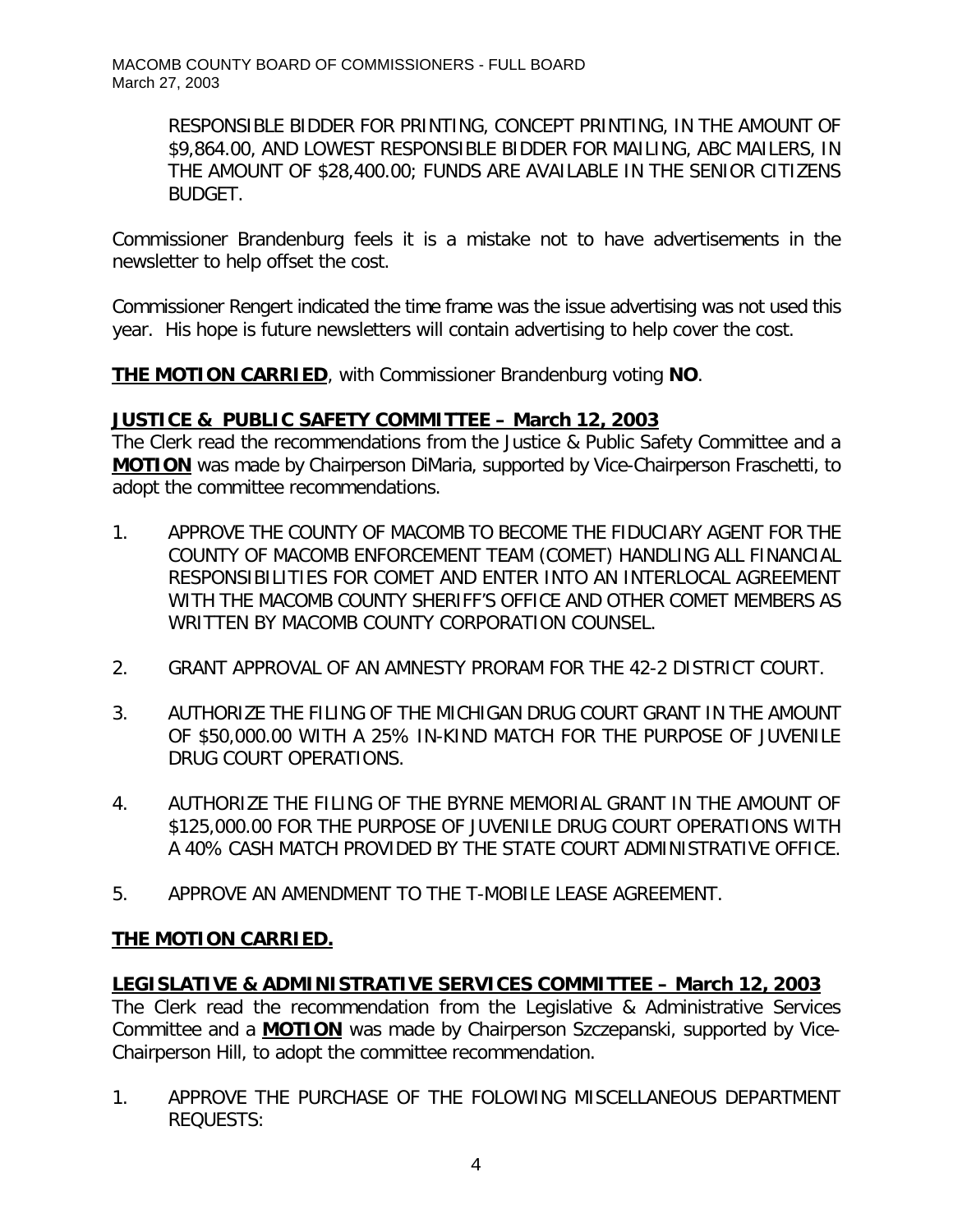RESPONSIBLE BIDDER FOR PRINTING, CONCEPT PRINTING, IN THE AMOUNT OF \$9,864.00, AND LOWEST RESPONSIBLE BIDDER FOR MAILING, ABC MAILERS, IN THE AMOUNT OF \$28,400.00; FUNDS ARE AVAILABLE IN THE SENIOR CITIZENS BUDGET.

Commissioner Brandenburg feels it is a mistake not to have advertisements in the newsletter to help offset the cost.

Commissioner Rengert indicated the time frame was the issue advertising was not used this year. His hope is future newsletters will contain advertising to help cover the cost.

**THE MOTION CARRIED**, with Commissioner Brandenburg voting **NO**.

**JUSTICE & PUBLIC SAFETY COMMITTEE – March 12, 2003**

The Clerk read the recommendations from the Justice & Public Safety Committee and a **MOTION** was made by Chairperson DiMaria, supported by Vice-Chairperson Fraschetti, to adopt the committee recommendations.

1. APPROVE THE COUNTY OF MACOMB TO BECOME THE FIDUCIARY AGENT FOR THE COUNTY OF MACOMB ENFORCEMENT TEAM (COMET) HANDLING ALL FINANCIAL RESPONSIBILITIES FOR COMET AND ENTER INTO AN INTERLOCAL AGREEMENT WITH THE MACOMB COUNTY SHERIFF'S OFFICE AND OTHER COMET MEMBERS AS WRITTEN BY MACOMB COUNTY CORPORATION COUNSEL.

2. GRANT APPROVAL OF AN AMNESTY PRORAM FOR THE 42-2 DISTRICT COURT.

3. AUTHORIZE THE FILING OF THE MICHIGAN DRUG COURT GRANT IN THE AMOUNT OF \$50,000.00 WITH A 25% IN-KIND MATCH FOR THE PURPOSE OF JUVENILE DRUG COURT OPERATIONS.

4. AUTHORIZE THE FILING OF THE BYRNE MEMORIAL GRANT IN THE AMOUNT OF \$125,000.00 FOR THE PURPOSE OF JUVENILE DRUG COURT OPERATIONS WITH A 40% CASH MATCH PROVIDED BY THE STATE COURT ADMINISTRATIVE OFFICE.

5. APPROVE AN AMENDMENT TO THE T-MOBILE LEASE AGREEMENT.

**THE MOTION CARRIED.**

**LEGISLATIVE & ADMINISTRATIVE SERVICES COMMITTEE – March 12, 2003**

The Clerk read the recommendation from the Legislative & Administrative Services Committee and a **MOTION** was made by Chairperson Szczepanski, supported by Vice-Chairperson Hill, to adopt the committee recommendation.

1. APPROVE THE PURCHASE OF THE FOLOWING MISCELLANEOUS DEPARTMENT REQUESTS: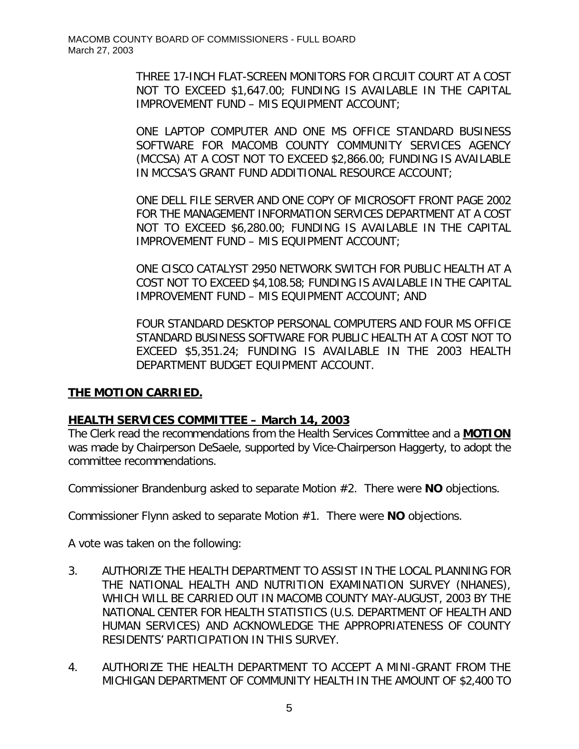THREE 17-INCH FLAT-SCREEN MONITORS FOR CIRCUIT COURT AT A COST NOT TO EXCEED $1,647.00; FUNDING IS AVAILABLE IN THE CAPITAL IMPROVEMENT FUND – MIS EQUIPMENT ACCOUNT;

ONE LAPTOP COMPUTER AND ONE MS OFFICE STANDARD BUSINESS SOFTWARE FOR MACOMB COUNTY COMMUNITY SERVICES AGENCY (MCCSA) AT A COST NOT TO EXCEED $2,866.00; FUNDING IS AVAILABLE IN MCCSA'S GRANT FUND ADDITIONAL RESOURCE ACCOUNT;

ONE DELL FILE SERVER AND ONE COPY OF MICROSOFT FRONT PAGE 2002 FOR THE MANAGEMENT INFORMATION SERVICES DEPARTMENT AT A COST NOT TO EXCEED $6,280.00; FUNDING IS AVAILABLE IN THE CAPITAL IMPROVEMENT FUND – MIS EQUIPMENT ACCOUNT;

ONE CISCO CATALYST 2950 NETWORK SWITCH FOR PUBLIC HEALTH AT A COST NOT TO EXCEED $4,108.58; FUNDING IS AVAILABLE IN THE CAPITAL IMPROVEMENT FUND – MIS EQUIPMENT ACCOUNT; AND

FOUR STANDARD DESKTOP PERSONAL COMPUTERS AND FOUR MS OFFICE STANDARD BUSINESS SOFTWARE FOR PUBLIC HEALTH AT A COST NOT TO EXCEED $5,351.24; FUNDING IS AVAILABLE IN THE 2003 HEALTH DEPARTMENT BUDGET EQUIPMENT ACCOUNT.

**THE MOTION CARRIED.**

**HEALTH SERVICES COMMITTEE – March 14, 2003**

The Clerk read the recommendations from the Health Services Committee and a **MOTION** was made by Chairperson DeSaele, supported by Vice-Chairperson Haggerty, to adopt the committee recommendations.

Commissioner Brandenburg asked to separate Motion #2. There were **NO** objections.

Commissioner Flynn asked to separate Motion #1. There were **NO** objections.

A vote was taken on the following:

3. AUTHORIZE THE HEALTH DEPARTMENT TO ASSIST IN THE LOCAL PLANNING FOR THE NATIONAL HEALTH AND NUTRITION EXAMINATION SURVEY (NHANES), WHICH WILL BE CARRIED OUT IN MACOMB COUNTY MAY-AUGUST, 2003 BY THE NATIONAL CENTER FOR HEALTH STATISTICS (U.S. DEPARTMENT OF HEALTH AND HUMAN SERVICES) AND ACKNOWLEDGE THE APPROPRIATENESS OF COUNTY RESIDENTS' PARTICIPATION IN THIS SURVEY.

4. AUTHORIZE THE HEALTH DEPARTMENT TO ACCEPT A MINI-GRANT FROM THE MICHIGAN DEPARTMENT OF COMMUNITY HEALTH IN THE AMOUNT OF $2,400 TO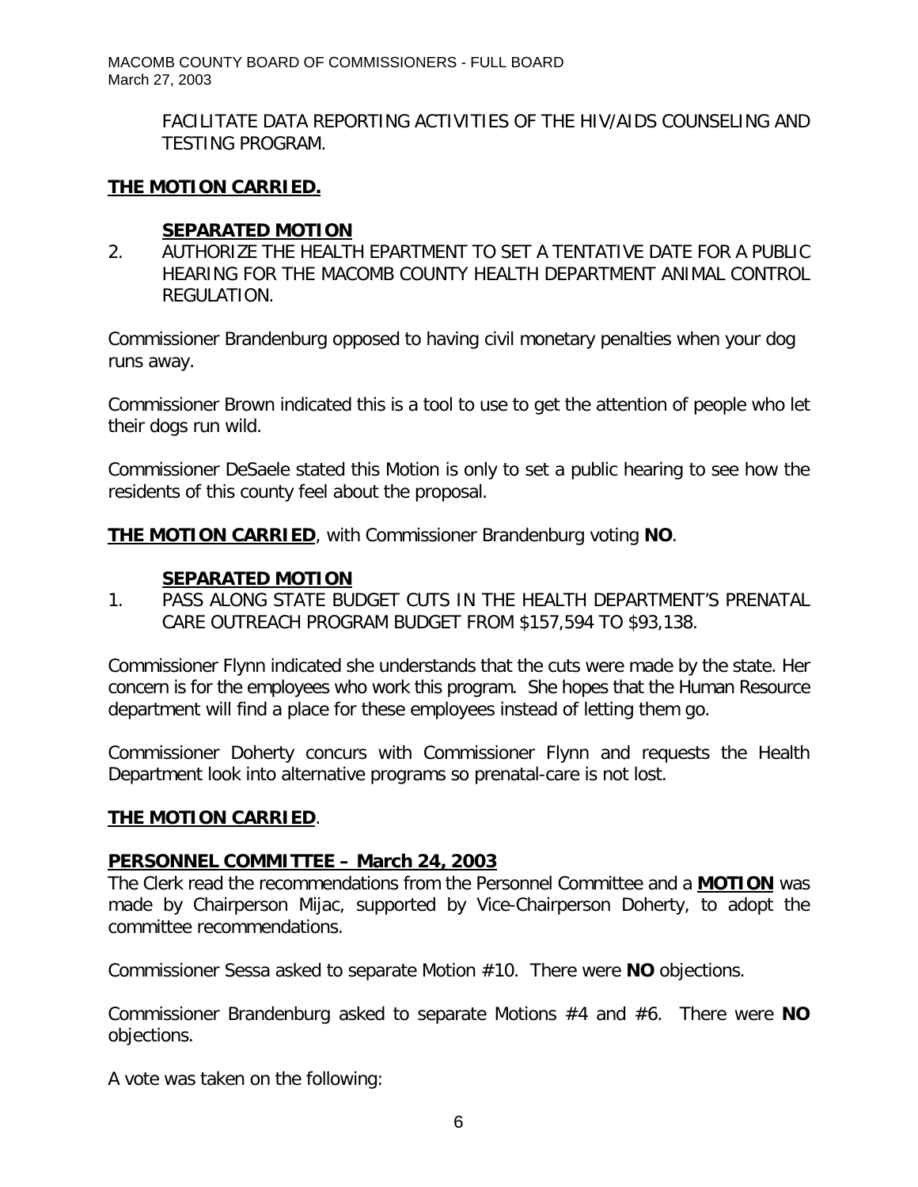FACILITATE DATA REPORTING ACTIVITIES OF THE HIV/AIDS COUNSELING AND TESTING PROGRAM.

**THE MOTION CARRIED.**

**SEPARATED MOTION**

2. AUTHORIZE THE HEALTH EPARTMENT TO SET A TENTATIVE DATE FOR A PUBLIC HEARING FOR THE MACOMB COUNTY HEALTH DEPARTMENT ANIMAL CONTROL REGULATION.

Commissioner Brandenburg opposed to having civil monetary penalties when your dog runs away.

Commissioner Brown indicated this is a tool to use to get the attention of people who let their dogs run wild.

Commissioner DeSaele stated this Motion is only to set a public hearing to see how the residents of this county feel about the proposal.

**THE MOTION CARRIED**, with Commissioner Brandenburg voting **NO**.

**SEPARATED MOTION**

1. PASS ALONG STATE BUDGET CUTS IN THE HEALTH DEPARTMENT'S PRENATAL CARE OUTREACH PROGRAM BUDGET FROM $157,594 TO $93,138.

Commissioner Flynn indicated she understands that the cuts were made by the state. Her concern is for the employees who work this program. She hopes that the Human Resource department will find a place for these employees instead of letting them go.

Commissioner Doherty concurs with Commissioner Flynn and requests the Health Department look into alternative programs so prenatal-care is not lost.

**THE MOTION CARRIED**.

**PERSONNEL COMMITTEE – March 24, 2003**

The Clerk read the recommendations from the Personnel Committee and a **MOTION** was made by Chairperson Mijac, supported by Vice-Chairperson Doherty, to adopt the committee recommendations.

Commissioner Sessa asked to separate Motion #10. There were **NO** objections.

Commissioner Brandenburg asked to separate Motions #4 and #6. There were **NO** objections.

A vote was taken on the following: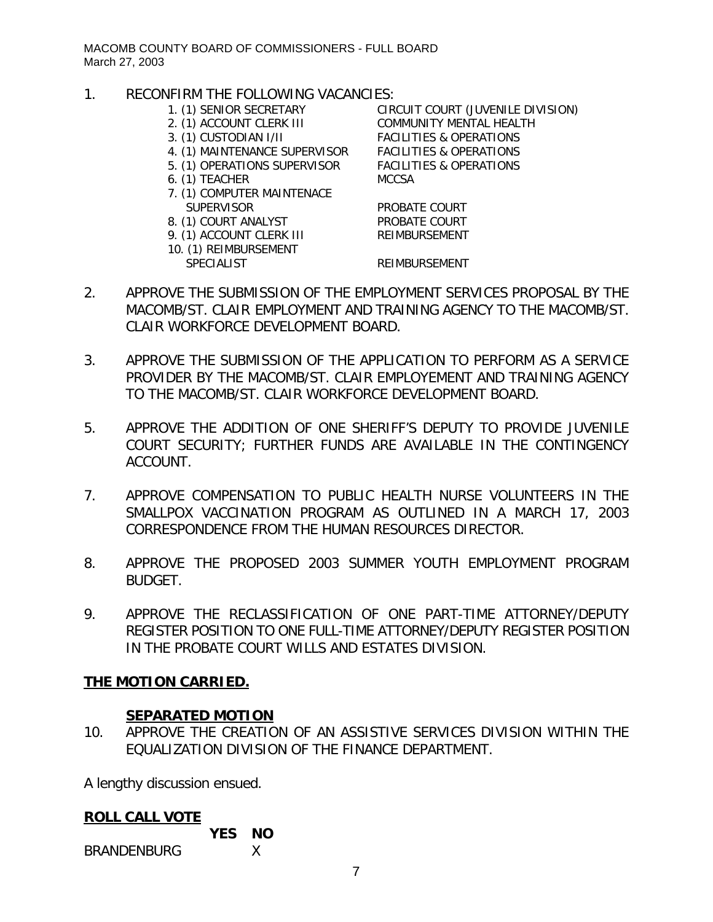1. RECONFIRM THE FOLLOWING VACANCIES:

| | |
|---|---|
| 1. (1) SENIOR SECRETARY | CIRCUIT COURT (JUVENILE DIVISION) |
| 2. (1) ACCOUNT CLERK III | COMMUNITY MENTAL HEALTH |
| 3. (1) CUSTODIAN I/II | FACILITIES & OPERATIONS |
| 4. (1) MAINTENANCE SUPERVISOR | FACILITIES & OPERATIONS |
| 5. (1) OPERATIONS SUPERVISOR | FACILITIES & OPERATIONS |
| 6. (1) TEACHER | MCCSA |
| 7. (1) COMPUTER MAINTENACE SUPERVISOR | PROBATE COURT |
| 8. (1) COURT ANALYST | PROBATE COURT |
| 9. (1) ACCOUNT CLERK III | REIMBURSEMENT |
| 10. (1) REIMBURSEMENT SPECIALIST | REIMBURSEMENT |

2. APPROVE THE SUBMISSION OF THE EMPLOYMENT SERVICES PROPOSAL BY THE MACOMB/ST. CLAIR EMPLOYMENT AND TRAINING AGENCY TO THE MACOMB/ST. CLAIR WORKFORCE DEVELOPMENT BOARD.

3. APPROVE THE SUBMISSION OF THE APPLICATION TO PERFORM AS A SERVICE PROVIDER BY THE MACOMB/ST. CLAIR EMPLOYEMENT AND TRAINING AGENCY TO THE MACOMB/ST. CLAIR WORKFORCE DEVELOPMENT BOARD.

5. APPROVE THE ADDITION OF ONE SHERIFF'S DEPUTY TO PROVIDE JUVENILE COURT SECURITY; FURTHER FUNDS ARE AVAILABLE IN THE CONTINGENCY ACCOUNT.

7. APPROVE COMPENSATION TO PUBLIC HEALTH NURSE VOLUNTEERS IN THE SMALLPOX VACCINATION PROGRAM AS OUTLINED IN A MARCH 17, 2003 CORRESPONDENCE FROM THE HUMAN RESOURCES DIRECTOR.

8. APPROVE THE PROPOSED 2003 SUMMER YOUTH EMPLOYMENT PROGRAM BUDGET.

9. APPROVE THE RECLASSIFICATION OF ONE PART-TIME ATTORNEY/DEPUTY REGISTER POSITION TO ONE FULL-TIME ATTORNEY/DEPUTY REGISTER POSITION IN THE PROBATE COURT WILLS AND ESTATES DIVISION.

**THE MOTION CARRIED.**

**SEPARATED MOTION**

10. APPROVE THE CREATION OF AN ASSISTIVE SERVICES DIVISION WITHIN THE EQUALIZATION DIVISION OF THE FINANCE DEPARTMENT.

A lengthy discussion ensued.

**ROLL CALL VOTE**

| | YES | NO |
|---|---|---|
| BRANDENBURG | | X |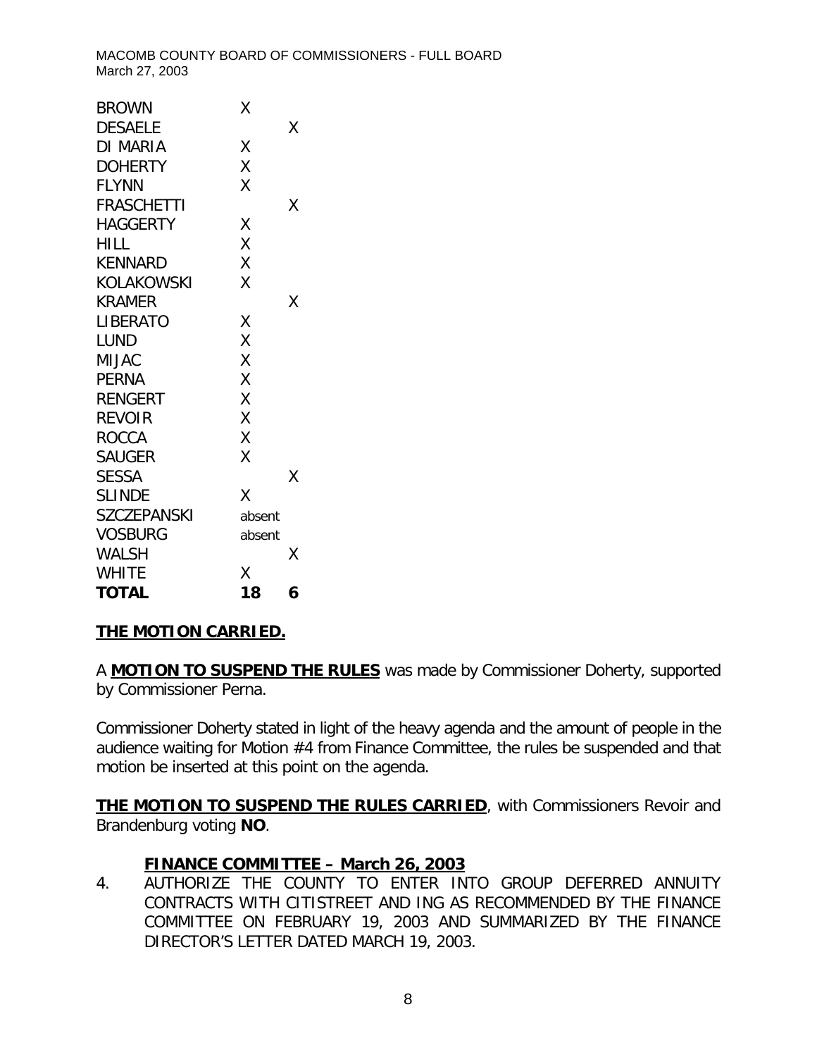| | | |
|---|---|---|
| BROWN | X | |
| DESAELE | | X |
| DI MARIA | X | |
| DOHERTY | X | |
| FLYNN | X | |
| FRASCHETTI | | X |
| HAGGERTY | X | |
| HILL | X | |
| KENNARD | X | |
| KOLAKOWSKI | X | |
| KRAMER | | X |
| LIBERATO | X | |
| LUND | X | |
| MIJAC | X | |
| PERNA | X | |
| RENGERT | X | |
| REVOIR | X | |
| ROCCA | X | |
| SAUGER | X | |
| SESSA | | X |
| SLINDE | X | |
| SZCZEPANSKI | absent | |
| VOSBURG | absent | |
| WALSH | | X |
| WHITE | X | |
| **TOTAL** | **18** | **6** |

**THE MOTION CARRIED.**

A **MOTION TO SUSPEND THE RULES** was made by Commissioner Doherty, supported by Commissioner Perna.

Commissioner Doherty stated in light of the heavy agenda and the amount of people in the audience waiting for Motion #4 from Finance Committee, the rules be suspended and that motion be inserted at this point on the agenda.

**THE MOTION TO SUSPEND THE RULES CARRIED**, with Commissioners Revoir and Brandenburg voting **NO**.

**FINANCE COMMITTEE – March 26, 2003**

4. AUTHORIZE THE COUNTY TO ENTER INTO GROUP DEFERRED ANNUITY CONTRACTS WITH CITISTREET AND ING AS RECOMMENDED BY THE FINANCE COMMITTEE ON FEBRUARY 19, 2003 AND SUMMARIZED BY THE FINANCE DIRECTOR'S LETTER DATED MARCH 19, 2003.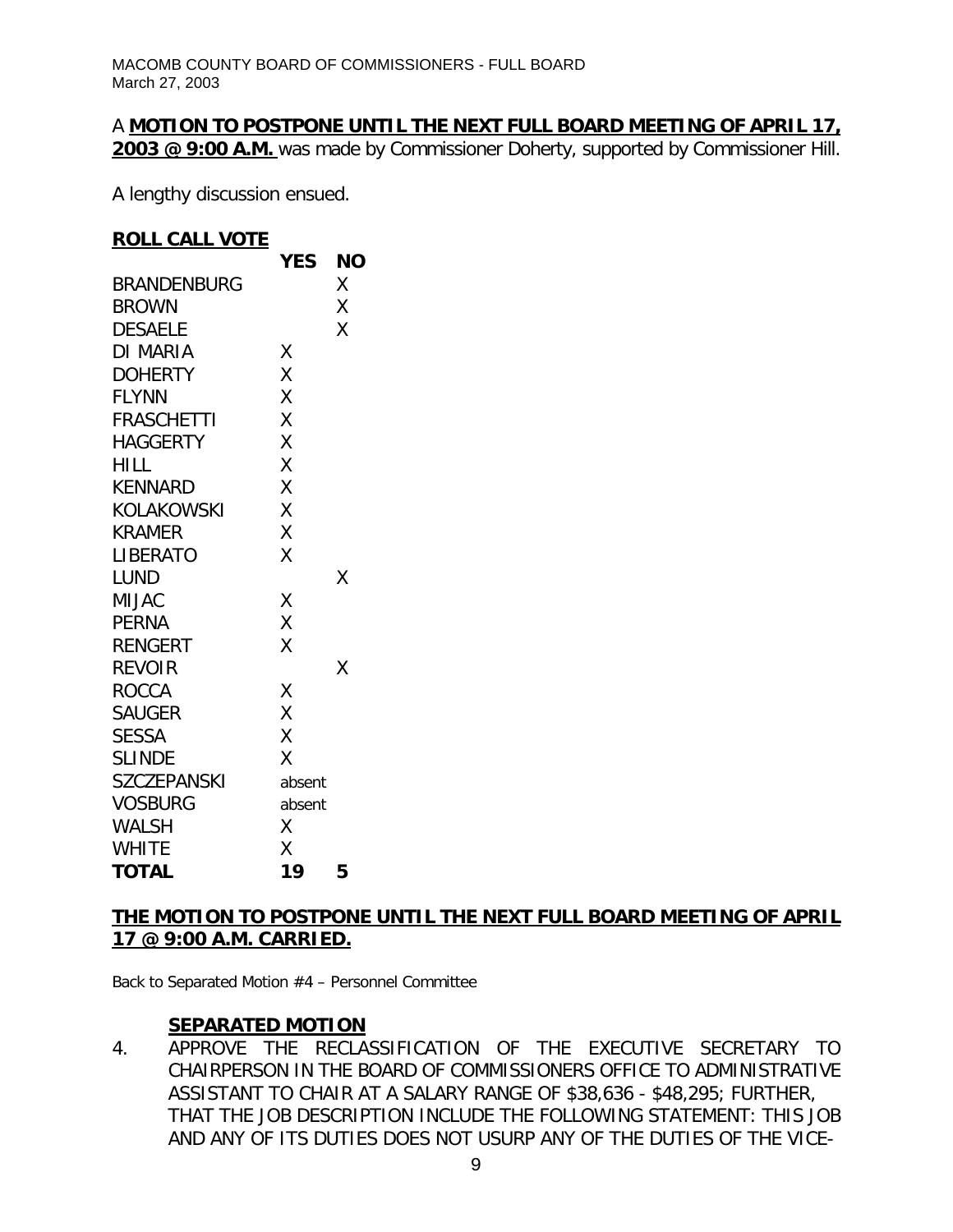A **MOTION TO POSTPONE UNTIL THE NEXT FULL BOARD MEETING OF APRIL 17, 2003 @ 9:00 A.M.** was made by Commissioner Doherty, supported by Commissioner Hill.

A lengthy discussion ensued.

**ROLL CALL VOTE**

| | YES | NO |
|---|---|---|
| BRANDENBURG | | X |
| BROWN | | X |
| DESAELE | | X |
| DI MARIA | X | |
| DOHERTY | X | |
| FLYNN | X | |
| FRASCHETTI | X | |
| HAGGERTY | X | |
| HILL | X | |
| KENNARD | X | |
| KOLAKOWSKI | X | |
| KRAMER | X | |
| LIBERATO | X | |
| LUND | | X |
| MIJAC | X | |
| PERNA | X | |
| RENGERT | X | |
| REVOIR | | X |
| ROCCA | X | |
| SAUGER | X | |
| SESSA | X | |
| SLINDE | X | |
| SZCZEPANSKI | absent | |
| VOSBURG | absent | |
| WALSH | X | |
| WHITE | X | |
| **TOTAL** | **19** | **5** |

**THE MOTION TO POSTPONE UNTIL THE NEXT FULL BOARD MEETING OF APRIL 17 @ 9:00 A.M. CARRIED.**

Back to Separated Motion #4 – Personnel Committee

**SEPARATED MOTION**

4. APPROVE THE RECLASSIFICATION OF THE EXECUTIVE SECRETARY TO CHAIRPERSON IN THE BOARD OF COMMISSIONERS OFFICE TO ADMINISTRATIVE ASSISTANT TO CHAIR AT A SALARY RANGE OF $38,636 - $48,295; FURTHER, THAT THE JOB DESCRIPTION INCLUDE THE FOLLOWING STATEMENT: THIS JOB AND ANY OF ITS DUTIES DOES NOT USURP ANY OF THE DUTIES OF THE VICE-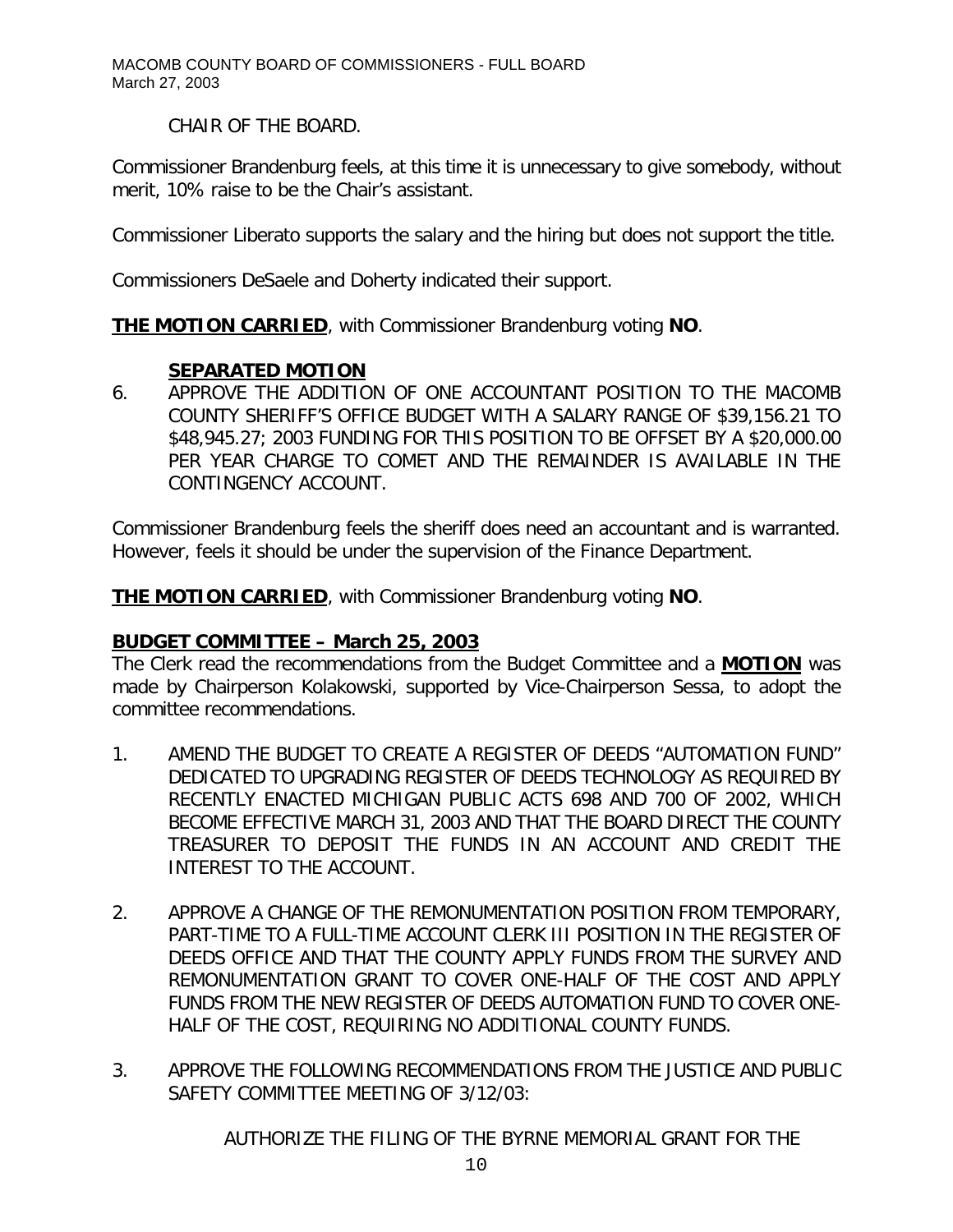CHAIR OF THE BOARD.

Commissioner Brandenburg feels, at this time it is unnecessary to give somebody, without merit, 10% raise to be the Chair's assistant.

Commissioner Liberato supports the salary and the hiring but does not support the title.

Commissioners DeSaele and Doherty indicated their support.

**THE MOTION CARRIED**, with Commissioner Brandenburg voting **NO**.

**SEPARATED MOTION**

6. APPROVE THE ADDITION OF ONE ACCOUNTANT POSITION TO THE MACOMB COUNTY SHERIFF'S OFFICE BUDGET WITH A SALARY RANGE OF $39,156.21 TO $48,945.27; 2003 FUNDING FOR THIS POSITION TO BE OFFSET BY A $20,000.00 PER YEAR CHARGE TO COMET AND THE REMAINDER IS AVAILABLE IN THE CONTINGENCY ACCOUNT.

Commissioner Brandenburg feels the sheriff does need an accountant and is warranted. However, feels it should be under the supervision of the Finance Department.

**THE MOTION CARRIED**, with Commissioner Brandenburg voting **NO**.

**BUDGET COMMITTEE – March 25, 2003**

The Clerk read the recommendations from the Budget Committee and a **MOTION** was made by Chairperson Kolakowski, supported by Vice-Chairperson Sessa, to adopt the committee recommendations.

1. AMEND THE BUDGET TO CREATE A REGISTER OF DEEDS "AUTOMATION FUND" DEDICATED TO UPGRADING REGISTER OF DEEDS TECHNOLOGY AS REQUIRED BY RECENTLY ENACTED MICHIGAN PUBLIC ACTS 698 AND 700 OF 2002, WHICH BECOME EFFECTIVE MARCH 31, 2003 AND THAT THE BOARD DIRECT THE COUNTY TREASURER TO DEPOSIT THE FUNDS IN AN ACCOUNT AND CREDIT THE INTEREST TO THE ACCOUNT.

2. APPROVE A CHANGE OF THE REMONUMENTATION POSITION FROM TEMPORARY, PART-TIME TO A FULL-TIME ACCOUNT CLERK III POSITION IN THE REGISTER OF DEEDS OFFICE AND THAT THE COUNTY APPLY FUNDS FROM THE SURVEY AND REMONUMENTATION GRANT TO COVER ONE-HALF OF THE COST AND APPLY FUNDS FROM THE NEW REGISTER OF DEEDS AUTOMATION FUND TO COVER ONE-HALF OF THE COST, REQUIRING NO ADDITIONAL COUNTY FUNDS.

3. APPROVE THE FOLLOWING RECOMMENDATIONS FROM THE JUSTICE AND PUBLIC SAFETY COMMITTEE MEETING OF 3/12/03:

   AUTHORIZE THE FILING OF THE BYRNE MEMORIAL GRANT FOR THE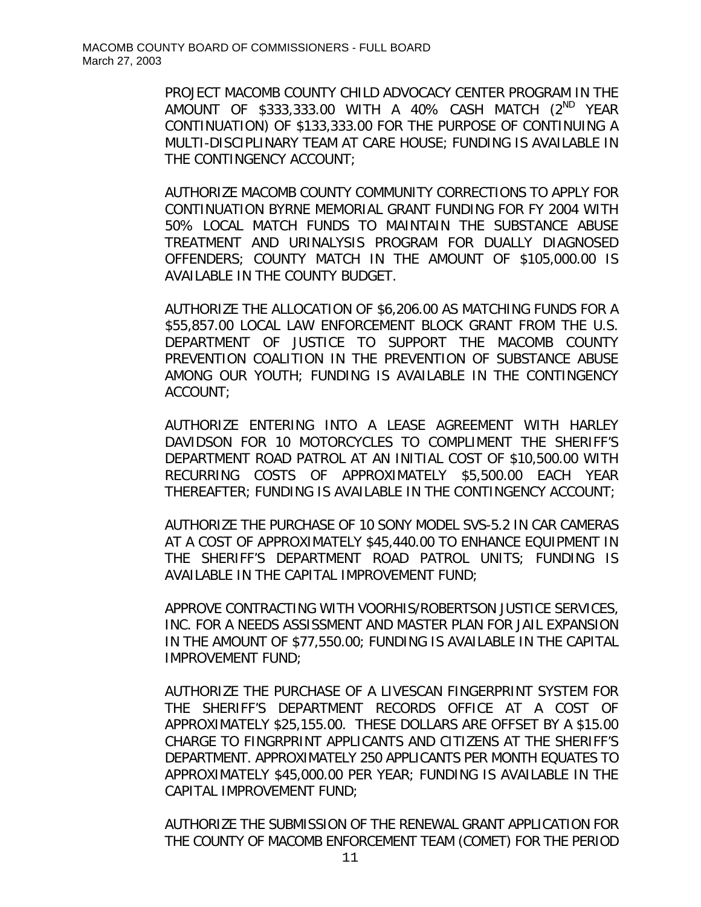PROJECT MACOMB COUNTY CHILD ADVOCACY CENTER PROGRAM IN THE AMOUNT OF $333,333.00 WITH A 40% CASH MATCH (2ND YEAR CONTINUATION) OF $133,333.00 FOR THE PURPOSE OF CONTINUING A MULTI-DISCIPLINARY TEAM AT CARE HOUSE; FUNDING IS AVAILABLE IN THE CONTINGENCY ACCOUNT;

AUTHORIZE MACOMB COUNTY COMMUNITY CORRECTIONS TO APPLY FOR CONTINUATION BYRNE MEMORIAL GRANT FUNDING FOR FY 2004 WITH 50% LOCAL MATCH FUNDS TO MAINTAIN THE SUBSTANCE ABUSE TREATMENT AND URINALYSIS PROGRAM FOR DUALLY DIAGNOSED OFFENDERS; COUNTY MATCH IN THE AMOUNT OF $105,000.00 IS AVAILABLE IN THE COUNTY BUDGET.

AUTHORIZE THE ALLOCATION OF $6,206.00 AS MATCHING FUNDS FOR A $55,857.00 LOCAL LAW ENFORCEMENT BLOCK GRANT FROM THE U.S. DEPARTMENT OF JUSTICE TO SUPPORT THE MACOMB COUNTY PREVENTION COALITION IN THE PREVENTION OF SUBSTANCE ABUSE AMONG OUR YOUTH; FUNDING IS AVAILABLE IN THE CONTINGENCY ACCOUNT;

AUTHORIZE ENTERING INTO A LEASE AGREEMENT WITH HARLEY DAVIDSON FOR 10 MOTORCYCLES TO COMPLIMENT THE SHERIFF'S DEPARTMENT ROAD PATROL AT AN INITIAL COST OF $10,500.00 WITH RECURRING COSTS OF APPROXIMATELY $5,500.00 EACH YEAR THEREAFTER; FUNDING IS AVAILABLE IN THE CONTINGENCY ACCOUNT;

AUTHORIZE THE PURCHASE OF 10 SONY MODEL SVS-5.2 IN CAR CAMERAS AT A COST OF APPROXIMATELY $45,440.00 TO ENHANCE EQUIPMENT IN THE SHERIFF'S DEPARTMENT ROAD PATROL UNITS; FUNDING IS AVAILABLE IN THE CAPITAL IMPROVEMENT FUND;

APPROVE CONTRACTING WITH VOORHIS/ROBERTSON JUSTICE SERVICES, INC. FOR A NEEDS ASSISSMENT AND MASTER PLAN FOR JAIL EXPANSION IN THE AMOUNT OF $77,550.00; FUNDING IS AVAILABLE IN THE CAPITAL IMPROVEMENT FUND;

AUTHORIZE THE PURCHASE OF A LIVESCAN FINGERPRINT SYSTEM FOR THE SHERIFF'S DEPARTMENT RECORDS OFFICE AT A COST OF APPROXIMATELY $25,155.00. THESE DOLLARS ARE OFFSET BY A $15.00 CHARGE TO FINGRPRINT APPLICANTS AND CITIZENS AT THE SHERIFF'S DEPARTMENT. APPROXIMATELY 250 APPLICANTS PER MONTH EQUATES TO APPROXIMATELY $45,000.00 PER YEAR; FUNDING IS AVAILABLE IN THE CAPITAL IMPROVEMENT FUND;

AUTHORIZE THE SUBMISSION OF THE RENEWAL GRANT APPLICATION FOR THE COUNTY OF MACOMB ENFORCEMENT TEAM (COMET) FOR THE PERIOD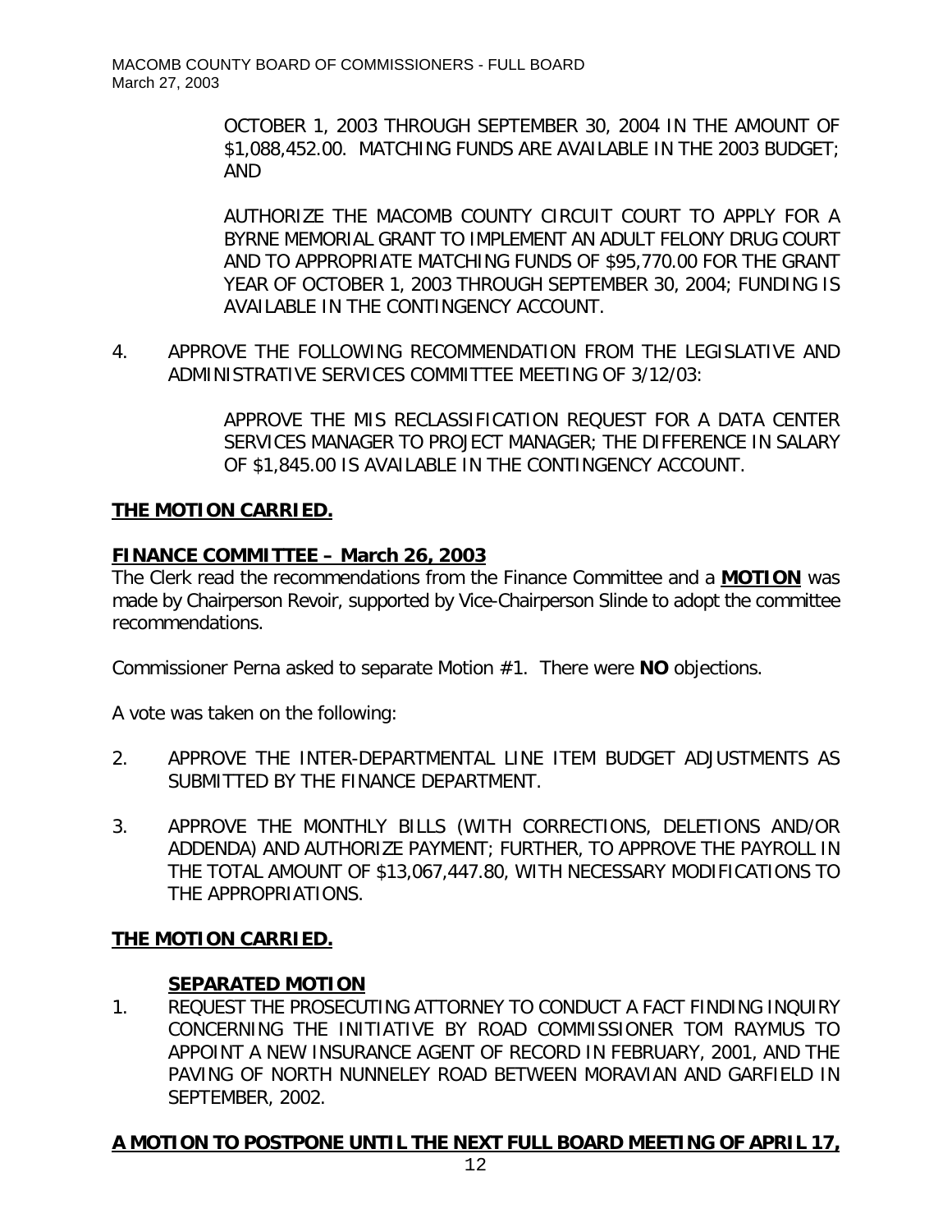OCTOBER 1, 2003 THROUGH SEPTEMBER 30, 2004 IN THE AMOUNT OF $1,088,452.00. MATCHING FUNDS ARE AVAILABLE IN THE 2003 BUDGET; AND

AUTHORIZE THE MACOMB COUNTY CIRCUIT COURT TO APPLY FOR A BYRNE MEMORIAL GRANT TO IMPLEMENT AN ADULT FELONY DRUG COURT AND TO APPROPRIATE MATCHING FUNDS OF $95,770.00 FOR THE GRANT YEAR OF OCTOBER 1, 2003 THROUGH SEPTEMBER 30, 2004; FUNDING IS AVAILABLE IN THE CONTINGENCY ACCOUNT.

4. APPROVE THE FOLLOWING RECOMMENDATION FROM THE LEGISLATIVE AND ADMINISTRATIVE SERVICES COMMITTEE MEETING OF 3/12/03:

   APPROVE THE MIS RECLASSIFICATION REQUEST FOR A DATA CENTER SERVICES MANAGER TO PROJECT MANAGER; THE DIFFERENCE IN SALARY OF $1,845.00 IS AVAILABLE IN THE CONTINGENCY ACCOUNT.

**THE MOTION CARRIED.**

**FINANCE COMMITTEE – March 26, 2003**

The Clerk read the recommendations from the Finance Committee and a **MOTION** was made by Chairperson Revoir, supported by Vice-Chairperson Slinde to adopt the committee recommendations.

Commissioner Perna asked to separate Motion #1. There were **NO** objections.

A vote was taken on the following:

2. APPROVE THE INTER-DEPARTMENTAL LINE ITEM BUDGET ADJUSTMENTS AS SUBMITTED BY THE FINANCE DEPARTMENT.

3. APPROVE THE MONTHLY BILLS (WITH CORRECTIONS, DELETIONS AND/OR ADDENDA) AND AUTHORIZE PAYMENT; FURTHER, TO APPROVE THE PAYROLL IN THE TOTAL AMOUNT OF $13,067,447.80, WITH NECESSARY MODIFICATIONS TO THE APPROPRIATIONS.

**THE MOTION CARRIED.**

**SEPARATED MOTION**

1. REQUEST THE PROSECUTING ATTORNEY TO CONDUCT A FACT FINDING INQUIRY CONCERNING THE INITIATIVE BY ROAD COMMISSIONER TOM RAYMUS TO APPOINT A NEW INSURANCE AGENT OF RECORD IN FEBRUARY, 2001, AND THE PAVING OF NORTH NUNNELEY ROAD BETWEEN MORAVIAN AND GARFIELD IN SEPTEMBER, 2002.

**A MOTION TO POSTPONE UNTIL THE NEXT FULL BOARD MEETING OF APRIL 17,**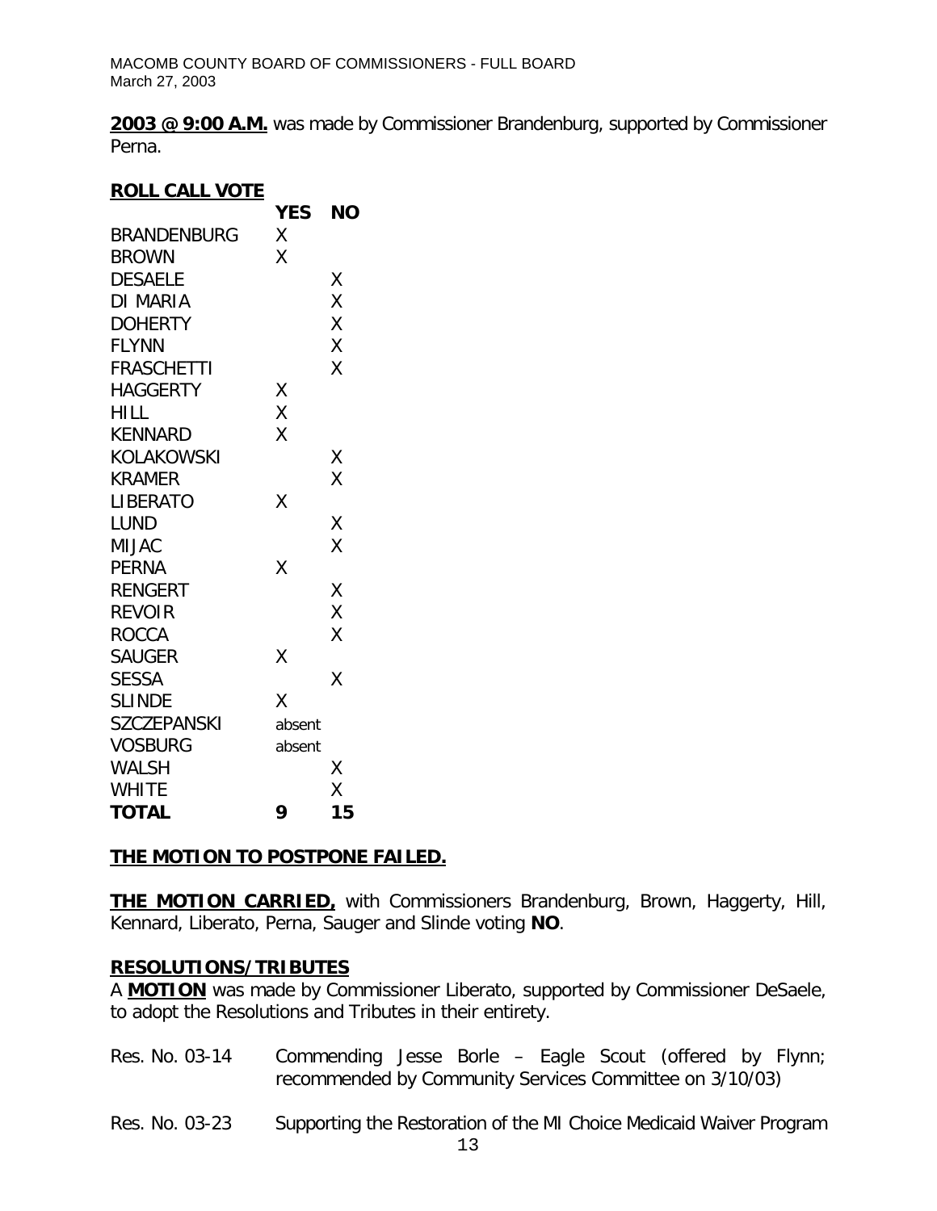**2003 @ 9:00 A.M.** was made by Commissioner Brandenburg, supported by Commissioner Perna.

**ROLL CALL VOTE**

| | YES | NO |
|---|---|---|
| BRANDENBURG | X | |
| BROWN | X | |
| DESAELE | | X |
| DI MARIA | | X |
| DOHERTY | | X |
| FLYNN | | X |
| FRASCHETTI | | X |
| HAGGERTY | X | |
| HILL | X | |
| KENNARD | X | |
| KOLAKOWSKI | | X |
| KRAMER | | X |
| LIBERATO | X | |
| LUND | | X |
| MIJAC | | X |
| PERNA | X | |
| RENGERT | | X |
| REVOIR | | X |
| ROCCA | | X |
| SAUGER | X | |
| SESSA | | X |
| SLINDE | X | |
| SZCZEPANSKI | absent | |
| VOSBURG | absent | |
| WALSH | | X |
| WHITE | | X |
| **TOTAL** | **9** | **15** |

**THE MOTION TO POSTPONE FAILED.**

**THE MOTION CARRIED,** with Commissioners Brandenburg, Brown, Haggerty, Hill, Kennard, Liberato, Perna, Sauger and Slinde voting **NO**.

**RESOLUTIONS/TRIBUTES**

A **MOTION** was made by Commissioner Liberato, supported by Commissioner DeSaele, to adopt the Resolutions and Tributes in their entirety.

Res. No. 03-14 Commending Jesse Borle – Eagle Scout (offered by Flynn; recommended by Community Services Committee on 3/10/03)

Res. No. 03-23 Supporting the Restoration of the MI Choice Medicaid Waiver Program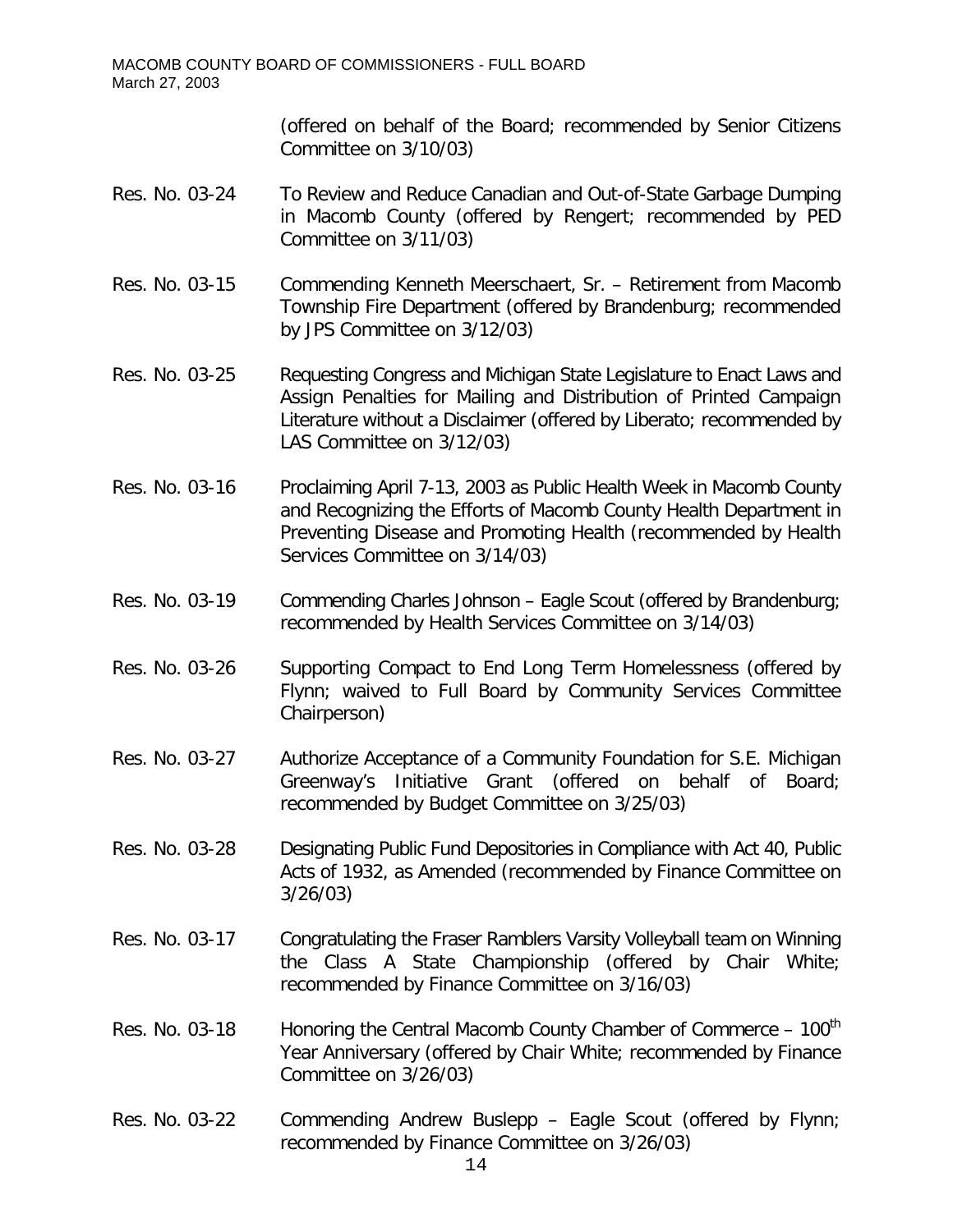(offered on behalf of the Board; recommended by Senior Citizens Committee on 3/10/03)

Res. No. 03-24 To Review and Reduce Canadian and Out-of-State Garbage Dumping in Macomb County (offered by Rengert; recommended by PED Committee on 3/11/03)

Res. No. 03-15 Commending Kenneth Meerschaert, Sr. – Retirement from Macomb Township Fire Department (offered by Brandenburg; recommended by JPS Committee on 3/12/03)

Res. No. 03-25 Requesting Congress and Michigan State Legislature to Enact Laws and Assign Penalties for Mailing and Distribution of Printed Campaign Literature without a Disclaimer (offered by Liberato; recommended by LAS Committee on 3/12/03)

Res. No. 03-16 Proclaiming April 7-13, 2003 as Public Health Week in Macomb County and Recognizing the Efforts of Macomb County Health Department in Preventing Disease and Promoting Health (recommended by Health Services Committee on 3/14/03)

Res. No. 03-19 Commending Charles Johnson – Eagle Scout (offered by Brandenburg; recommended by Health Services Committee on 3/14/03)

Res. No. 03-26 Supporting Compact to End Long Term Homelessness (offered by Flynn; waived to Full Board by Community Services Committee Chairperson)

Res. No. 03-27 Authorize Acceptance of a Community Foundation for S.E. Michigan Greenway's Initiative Grant (offered on behalf of Board; recommended by Budget Committee on 3/25/03)

Res. No. 03-28 Designating Public Fund Depositories in Compliance with Act 40, Public Acts of 1932, as Amended (recommended by Finance Committee on 3/26/03)

Res. No. 03-17 Congratulating the Fraser Ramblers Varsity Volleyball team on Winning the Class A State Championship (offered by Chair White; recommended by Finance Committee on 3/16/03)

Res. No. 03-18 Honoring the Central Macomb County Chamber of Commerce – 100th Year Anniversary (offered by Chair White; recommended by Finance Committee on 3/26/03)

Res. No. 03-22 Commending Andrew Buslepp – Eagle Scout (offered by Flynn; recommended by Finance Committee on 3/26/03)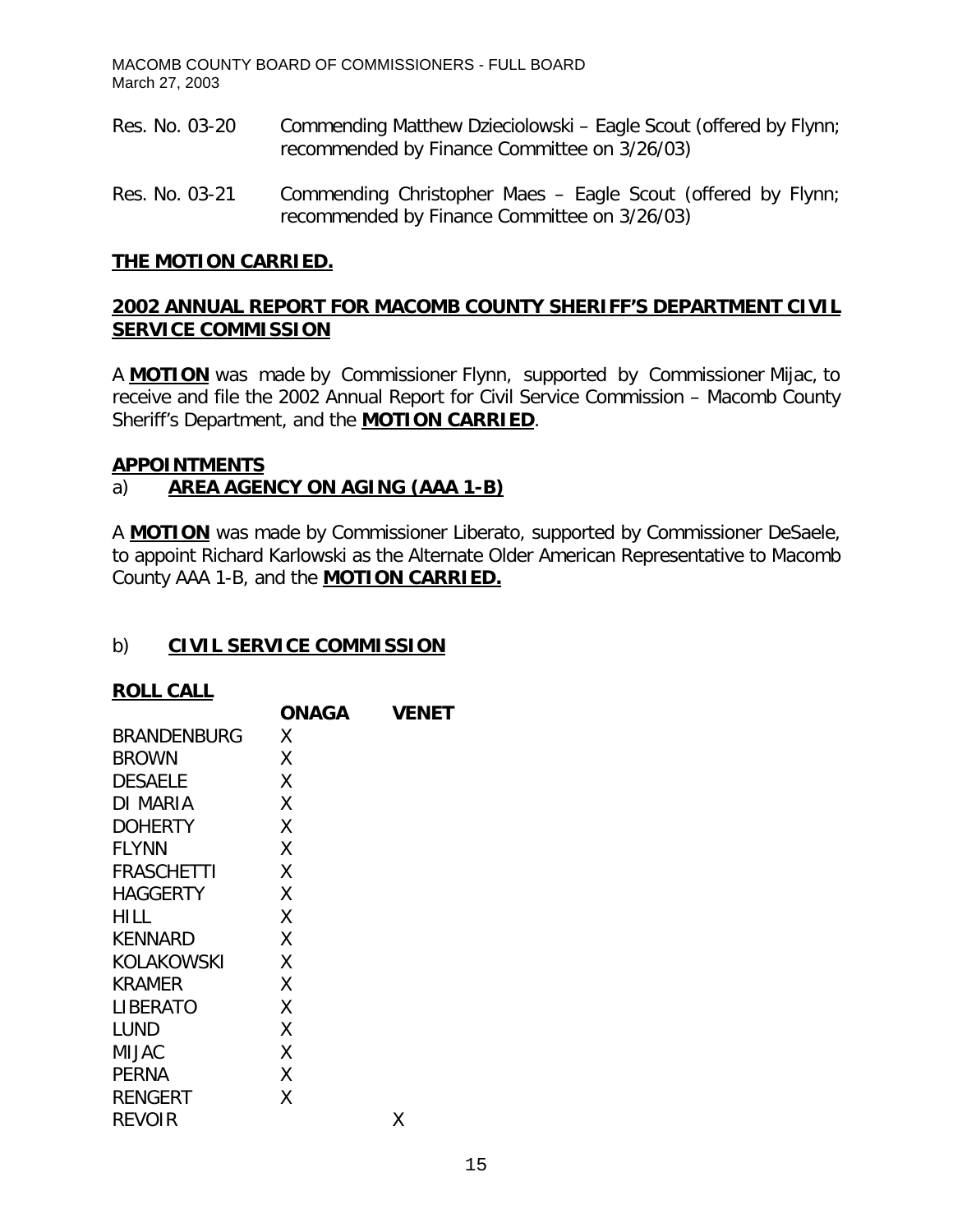Res. No. 03-20 Commending Matthew Dzieciolowski – Eagle Scout (offered by Flynn; recommended by Finance Committee on 3/26/03)

Res. No. 03-21 Commending Christopher Maes – Eagle Scout (offered by Flynn; recommended by Finance Committee on 3/26/03)

**THE MOTION CARRIED.**

## 2002 ANNUAL REPORT FOR MACOMB COUNTY SHERIFF'S DEPARTMENT CIVIL SERVICE COMMISSION

A **MOTION** was made by Commissioner Flynn, supported by Commissioner Mijac, to receive and file the 2002 Annual Report for Civil Service Commission – Macomb County Sheriff's Department, and the **MOTION CARRIED**.

## APPOINTMENTS

### a) AREA AGENCY ON AGING (AAA 1-B)

A **MOTION** was made by Commissioner Liberato, supported by Commissioner DeSaele, to appoint Richard Karlowski as the Alternate Older American Representative to Macomb County AAA 1-B, and the **MOTION CARRIED.**

### b) CIVIL SERVICE COMMISSION

**ROLL CALL**

| | ONAGA | VENET |
|---|---|---|
| BRANDENBURG | X | |
| BROWN | X | |
| DESAELE | X | |
| DI MARIA | X | |
| DOHERTY | X | |
| FLYNN | X | |
| FRASCHETTI | X | |
| HAGGERTY | X | |
| HILL | X | |
| KENNARD | X | |
| KOLAKOWSKI | X | |
| KRAMER | X | |
| LIBERATO | X | |
| LUND | X | |
| MIJAC | X | |
| PERNA | X | |
| RENGERT | X | |
| REVOIR | | X |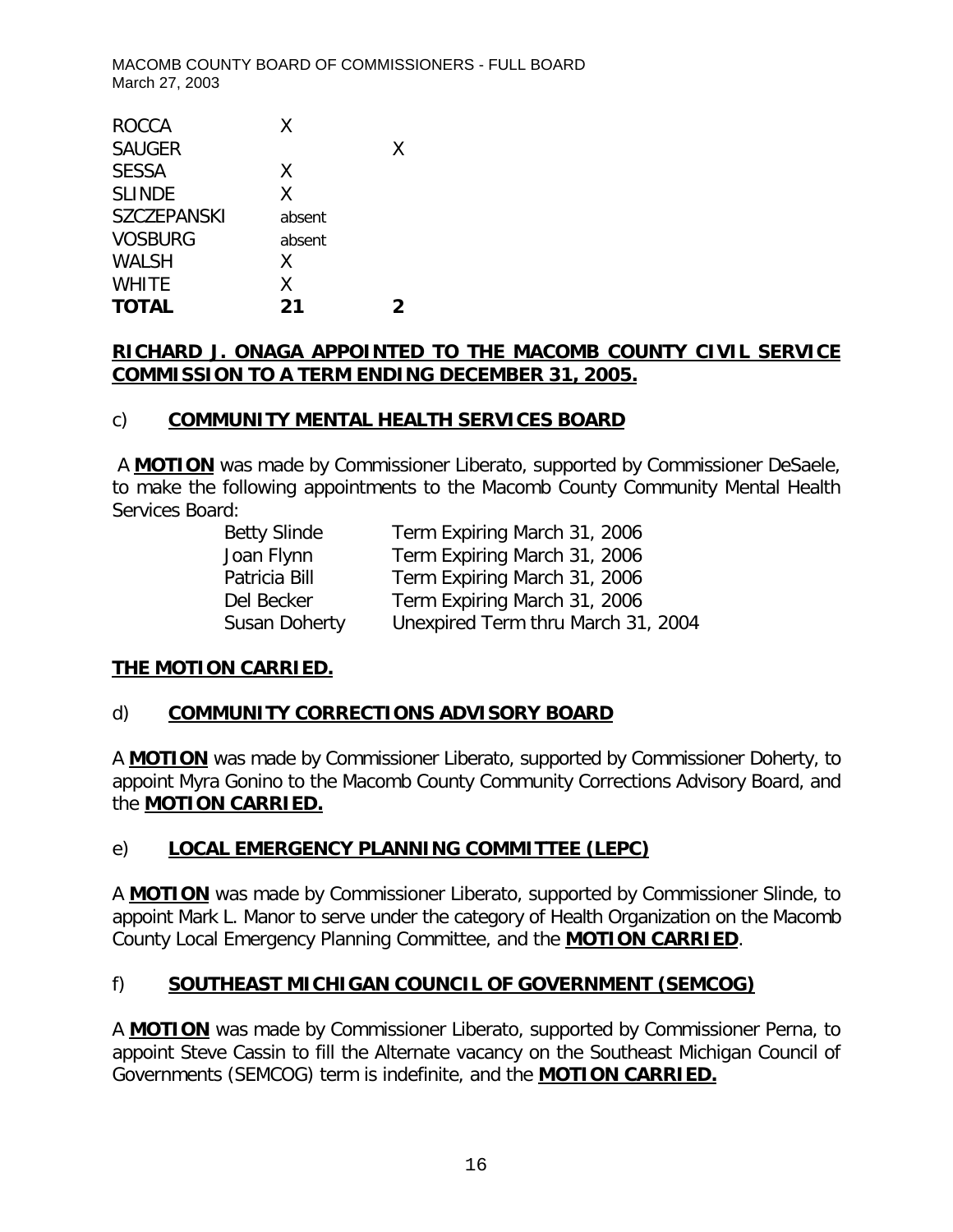| | | |
|---|---|---|
| ROCCA | X | |
| SAUGER | | X |
| SESSA | X | |
| SLINDE | X | |
| SZCZEPANSKI | absent | |
| VOSBURG | absent | |
| WALSH | X | |
| WHITE | X | |
| **TOTAL** | **21** | **2** |

**RICHARD J. ONAGA APPOINTED TO THE MACOMB COUNTY CIVIL SERVICE COMMISSION TO A TERM ENDING DECEMBER 31, 2005.**

c) **COMMUNITY MENTAL HEALTH SERVICES BOARD**

A **MOTION** was made by Commissioner Liberato, supported by Commissioner DeSaele, to make the following appointments to the Macomb County Community Mental Health Services Board:

| | |
|---|---|
| Betty Slinde | Term Expiring March 31, 2006 |
| Joan Flynn | Term Expiring March 31, 2006 |
| Patricia Bill | Term Expiring March 31, 2006 |
| Del Becker | Term Expiring March 31, 2006 |
| Susan Doherty | Unexpired Term thru March 31, 2004 |

**THE MOTION CARRIED.**

d) **COMMUNITY CORRECTIONS ADVISORY BOARD**

A **MOTION** was made by Commissioner Liberato, supported by Commissioner Doherty, to appoint Myra Gonino to the Macomb County Community Corrections Advisory Board, and the **MOTION CARRIED.**

e) **LOCAL EMERGENCY PLANNING COMMITTEE (LEPC)**

A **MOTION** was made by Commissioner Liberato, supported by Commissioner Slinde, to appoint Mark L. Manor to serve under the category of Health Organization on the Macomb County Local Emergency Planning Committee, and the **MOTION CARRIED**.

f) **SOUTHEAST MICHIGAN COUNCIL OF GOVERNMENT (SEMCOG)**

A **MOTION** was made by Commissioner Liberato, supported by Commissioner Perna, to appoint Steve Cassin to fill the Alternate vacancy on the Southeast Michigan Council of Governments (SEMCOG) term is indefinite, and the **MOTION CARRIED.**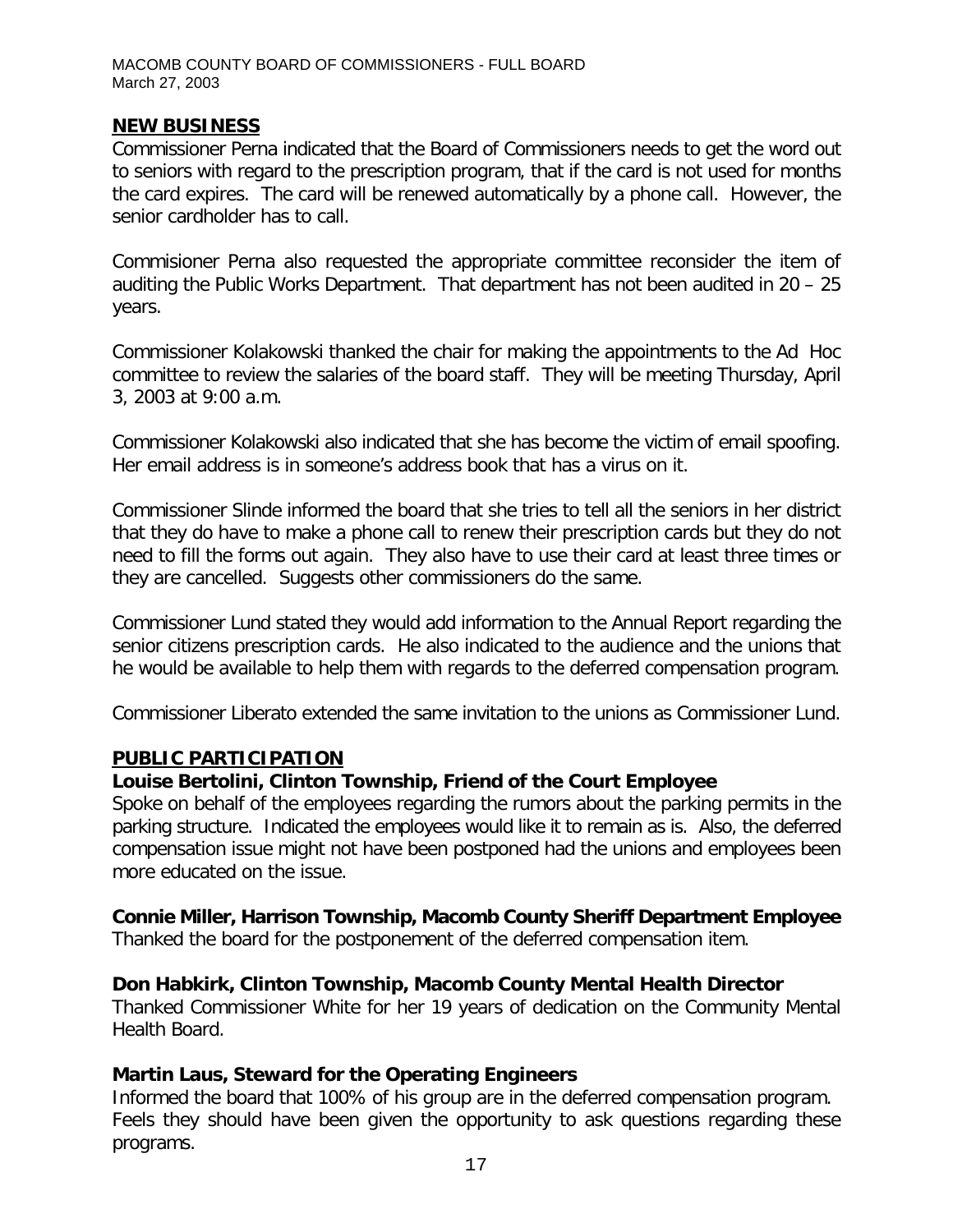## NEW BUSINESS

Commissioner Perna indicated that the Board of Commissioners needs to get the word out to seniors with regard to the prescription program, that if the card is not used for months the card expires. The card will be renewed automatically by a phone call. However, the senior cardholder has to call.

Commisioner Perna also requested the appropriate committee reconsider the item of auditing the Public Works Department. That department has not been audited in 20 – 25 years.

Commissioner Kolakowski thanked the chair for making the appointments to the Ad Hoc committee to review the salaries of the board staff. They will be meeting Thursday, April 3, 2003 at 9:00 a.m.

Commissioner Kolakowski also indicated that she has become the victim of email spoofing. Her email address is in someone's address book that has a virus on it.

Commissioner Slinde informed the board that she tries to tell all the seniors in her district that they do have to make a phone call to renew their prescription cards but they do not need to fill the forms out again. They also have to use their card at least three times or they are cancelled. Suggests other commissioners do the same.

Commissioner Lund stated they would add information to the Annual Report regarding the senior citizens prescription cards. He also indicated to the audience and the unions that he would be available to help them with regards to the deferred compensation program.

Commissioner Liberato extended the same invitation to the unions as Commissioner Lund.

## PUBLIC PARTICIPATION

**Louise Bertolini, Clinton Township, Friend of the Court Employee**

Spoke on behalf of the employees regarding the rumors about the parking permits in the parking structure. Indicated the employees would like it to remain as is. Also, the deferred compensation issue might not have been postponed had the unions and employees been more educated on the issue.

**Connie Miller, Harrison Township, Macomb County Sheriff Department Employee**

Thanked the board for the postponement of the deferred compensation item.

**Don Habkirk, Clinton Township, Macomb County Mental Health Director**

Thanked Commissioner White for her 19 years of dedication on the Community Mental Health Board.

**Martin Laus, Steward for the Operating Engineers**

Informed the board that 100% of his group are in the deferred compensation program. Feels they should have been given the opportunity to ask questions regarding these programs.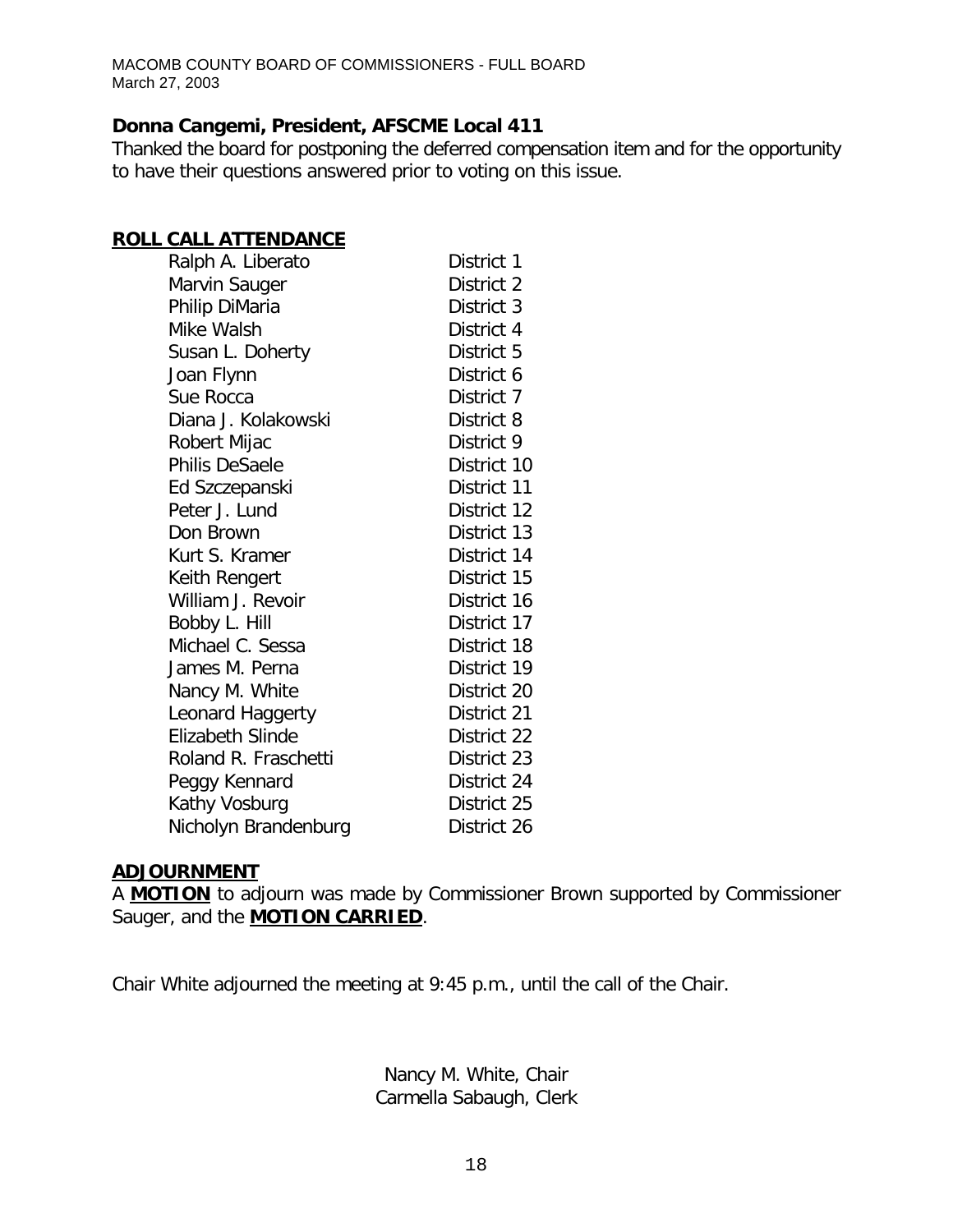**Donna Cangemi, President, AFSCME Local 411**

Thanked the board for postponing the deferred compensation item and for the opportunity to have their questions answered prior to voting on this issue.

**ROLL CALL ATTENDANCE**

| | |
|---|---|
| Ralph A. Liberato | District 1 |
| Marvin Sauger | District 2 |
| Philip DiMaria | District 3 |
| Mike Walsh | District 4 |
| Susan L. Doherty | District 5 |
| Joan Flynn | District 6 |
| Sue Rocca | District 7 |
| Diana J. Kolakowski | District 8 |
| Robert Mijac | District 9 |
| Philis DeSaele | District 10 |
| Ed Szczepanski | District 11 |
| Peter J. Lund | District 12 |
| Don Brown | District 13 |
| Kurt S. Kramer | District 14 |
| Keith Rengert | District 15 |
| William J. Revoir | District 16 |
| Bobby L. Hill | District 17 |
| Michael C. Sessa | District 18 |
| James M. Perna | District 19 |
| Nancy M. White | District 20 |
| Leonard Haggerty | District 21 |
| Elizabeth Slinde | District 22 |
| Roland R. Fraschetti | District 23 |
| Peggy Kennard | District 24 |
| Kathy Vosburg | District 25 |
| Nicholyn Brandenburg | District 26 |

**ADJOURNMENT**

A **MOTION** to adjourn was made by Commissioner Brown supported by Commissioner Sauger, and the **MOTION CARRIED**.

Chair White adjourned the meeting at 9:45 p.m., until the call of the Chair.

Nancy M. White, Chair
Carmella Sabaugh, Clerk